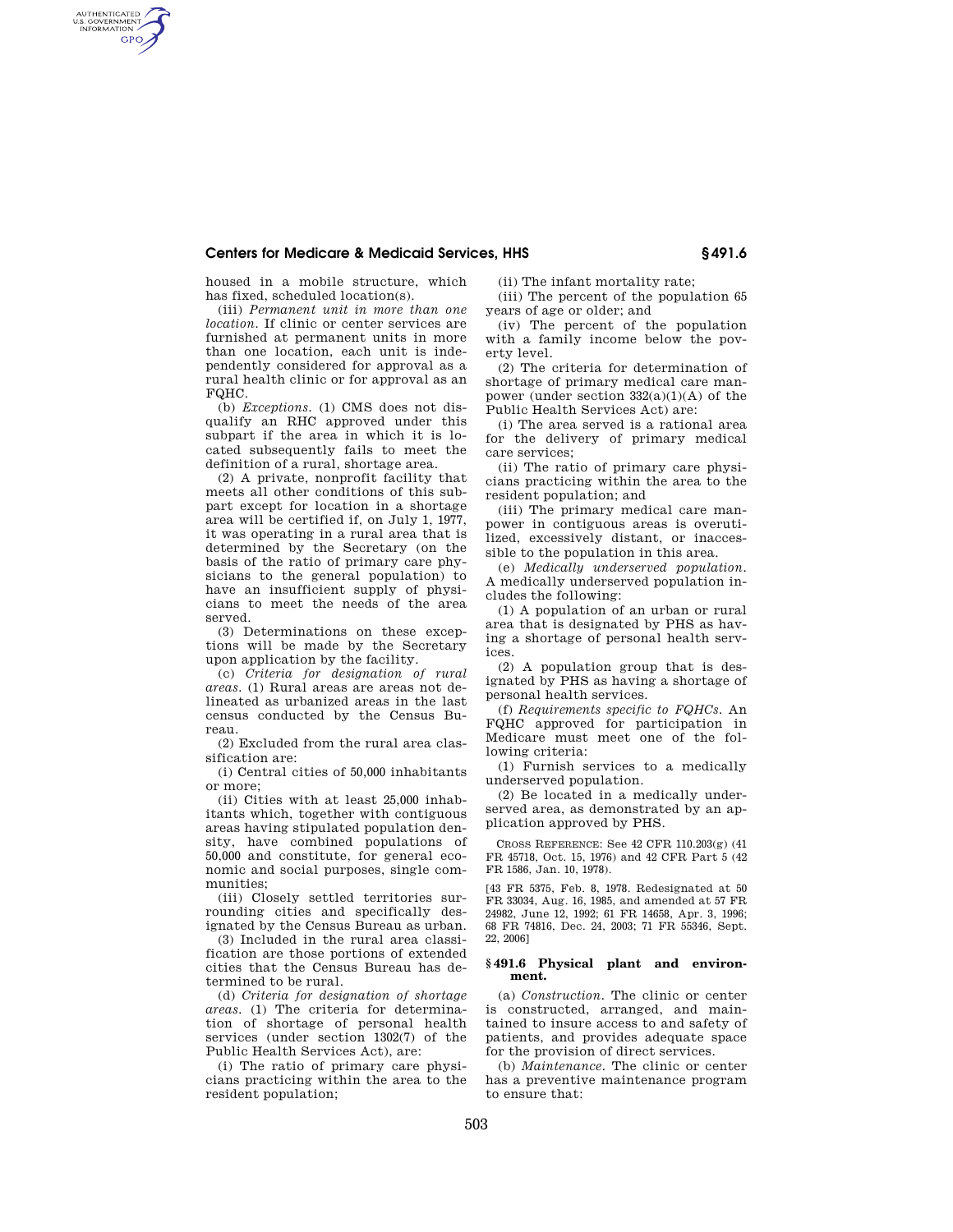housed in a mobile structure, which has fixed, scheduled location(s).

(iii) *Permanent unit in more than one location.* If clinic or center services are furnished at permanent units in more than one location, each unit is independently considered for approval as a rural health clinic or for approval as an FQHC.

(b) *Exceptions.* (1) CMS does not disqualify an RHC approved under this subpart if the area in which it is located subsequently fails to meet the definition of a rural, shortage area.

(2) A private, nonprofit facility that meets all other conditions of this subpart except for location in a shortage area will be certified if, on July 1, 1977, it was operating in a rural area that is determined by the Secretary (on the basis of the ratio of primary care physicians to the general population) to have an insufficient supply of physicians to meet the needs of the area served.

(3) Determinations on these exceptions will be made by the Secretary upon application by the facility.

(c) *Criteria for designation of rural areas.* (1) Rural areas are areas not delineated as urbanized areas in the last census conducted by the Census Bureau.

(2) Excluded from the rural area classification are:

(i) Central cities of 50,000 inhabitants or more;

(ii) Cities with at least 25,000 inhabitants which, together with contiguous areas having stipulated population density, have combined populations of 50,000 and constitute, for general economic and social purposes, single communities;

(iii) Closely settled territories surrounding cities and specifically designated by the Census Bureau as urban.

(3) Included in the rural area classification are those portions of extended cities that the Census Bureau has determined to be rural.

(d) *Criteria for designation of shortage areas.* (1) The criteria for determination of shortage of personal health services (under section 1302(7) of the Public Health Services Act), are:

(i) The ratio of primary care physicians practicing within the area to the resident population;

(ii) The infant mortality rate;

(iii) The percent of the population 65 years of age or older; and

(iv) The percent of the population with a family income below the poverty level.

(2) The criteria for determination of shortage of primary medical care manpower (under section 332(a)(1)(A) of the Public Health Services Act) are:

(i) The area served is a rational area for the delivery of primary medical care services;

(ii) The ratio of primary care physicians practicing within the area to the resident population; and

(iii) The primary medical care manpower in contiguous areas is overutilized, excessively distant, or inaccessible to the population in this area.

(e) *Medically underserved population.* A medically underserved population includes the following:

(1) A population of an urban or rural area that is designated by PHS as having a shortage of personal health services.

(2) A population group that is designated by PHS as having a shortage of personal health services.

(f) *Requirements specific to FQHCs.* An FQHC approved for participation in Medicare must meet one of the following criteria:

(1) Furnish services to a medically underserved population.

(2) Be located in a medically underserved area, as demonstrated by an application approved by PHS.

CROSS REFERENCE: See 42 CFR 110.203(g) (41 FR 45718, Oct. 15, 1976) and 42 CFR Part 5 (42 FR 1586, Jan. 10, 1978).

[43 FR 5375, Feb. 8, 1978. Redesignated at 50 FR 33034, Aug. 16, 1985, and amended at 57 FR 24982, June 12, 1992; 61 FR 14658, Apr. 3, 1996; 68 FR 74816, Dec. 24, 2003; 71 FR 55346, Sept. 22, 2006]

### § 491.6 Physical plant and environment.

(a) *Construction.* The clinic or center is constructed, arranged, and maintained to insure access to and safety of patients, and provides adequate space for the provision of direct services.

(b) *Maintenance.* The clinic or center has a preventive maintenance program to ensure that: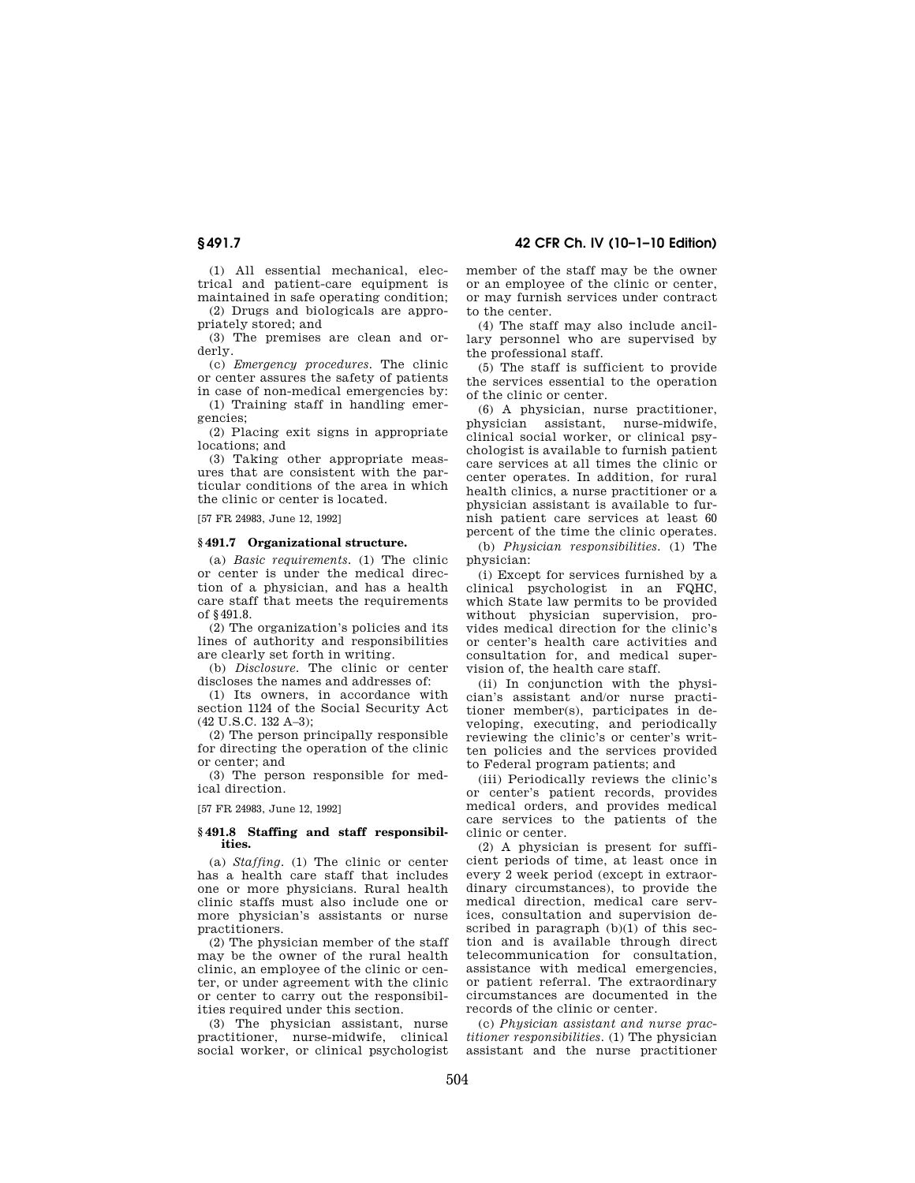(1) All essential mechanical, electrical and patient-care equipment is maintained in safe operating condition;

(2) Drugs and biologicals are appropriately stored; and

(3) The premises are clean and orderly.

(c) *Emergency procedures.* The clinic or center assures the safety of patients in case of non-medical emergencies by:

(1) Training staff in handling emergencies;

(2) Placing exit signs in appropriate locations; and

(3) Taking other appropriate measures that are consistent with the particular conditions of the area in which the clinic or center is located.

[57 FR 24983, June 12, 1992]

### § 491.7 Organizational structure.

(a) *Basic requirements.* (1) The clinic or center is under the medical direction of a physician, and has a health care staff that meets the requirements of § 491.8.

(2) The organization's policies and its lines of authority and responsibilities are clearly set forth in writing.

(b) *Disclosure.* The clinic or center discloses the names and addresses of:

(1) Its owners, in accordance with section 1124 of the Social Security Act (42 U.S.C. 132 A–3);

(2) The person principally responsible for directing the operation of the clinic or center; and

(3) The person responsible for medical direction.

[57 FR 24983, June 12, 1992]

### § 491.8 Staffing and staff responsibilities.

(a) *Staffing.* (1) The clinic or center has a health care staff that includes one or more physicians. Rural health clinic staffs must also include one or more physician's assistants or nurse practitioners.

(2) The physician member of the staff may be the owner of the rural health clinic, an employee of the clinic or center, or under agreement with the clinic or center to carry out the responsibilities required under this section.

(3) The physician assistant, nurse practitioner, nurse-midwife, clinical social worker, or clinical psychologist member of the staff may be the owner or an employee of the clinic or center, or may furnish services under contract to the center.

(4) The staff may also include ancillary personnel who are supervised by the professional staff.

(5) The staff is sufficient to provide the services essential to the operation of the clinic or center.

(6) A physician, nurse practitioner, physician assistant, nurse-midwife, clinical social worker, or clinical psychologist is available to furnish patient care services at all times the clinic or center operates. In addition, for rural health clinics, a nurse practitioner or a physician assistant is available to furnish patient care services at least 60 percent of the time the clinic operates.

(b) *Physician responsibilities.* (1) The physician:

(i) Except for services furnished by a clinical psychologist in an FQHC, which State law permits to be provided without physician supervision, provides medical direction for the clinic's or center's health care activities and consultation for, and medical supervision of, the health care staff.

(ii) In conjunction with the physician's assistant and/or nurse practitioner member(s), participates in developing, executing, and periodically reviewing the clinic's or center's written policies and the services provided to Federal program patients; and

(iii) Periodically reviews the clinic's or center's patient records, provides medical orders, and provides medical care services to the patients of the clinic or center.

(2) A physician is present for sufficient periods of time, at least once in every 2 week period (except in extraordinary circumstances), to provide the medical direction, medical care services, consultation and supervision described in paragraph (b)(1) of this section and is available through direct telecommunication for consultation, assistance with medical emergencies, or patient referral. The extraordinary circumstances are documented in the records of the clinic or center.

(c) *Physician assistant and nurse practitioner responsibilities.* (1) The physician assistant and the nurse practitioner